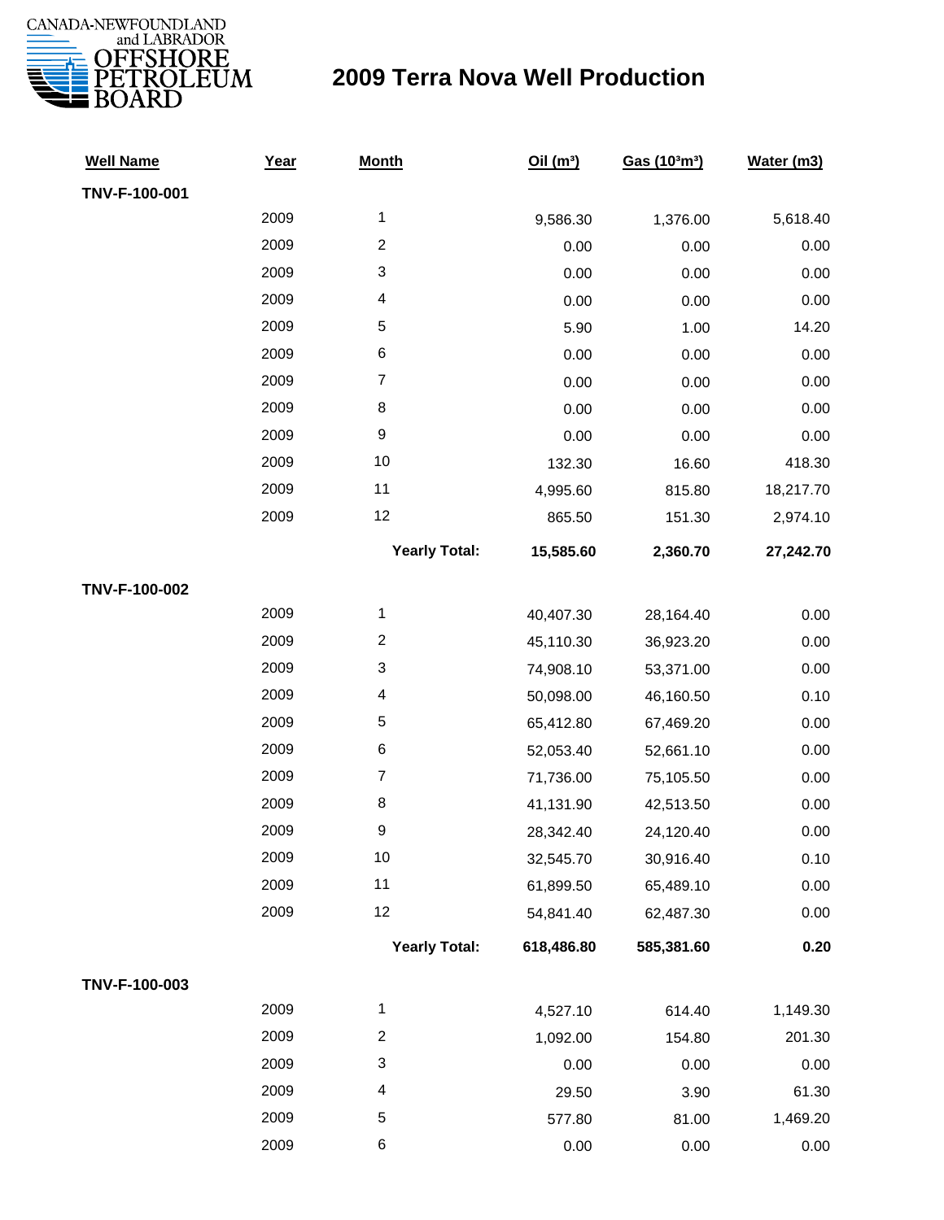CANADA-NEWFOUNDLAND and LABRADOR OFFSHORE PETROLEUM BOARD

# 2009 Terra Nova Well Production

| Well Name | Year | Month | Oil ($m^3$) | Gas ($10^3m^3$) | Water (m3) |
|---|---|---|---|---|---|
| **TNV-F-100-001** | | | | | |
| | 2009 | 1 | 9,586.30 | 1,376.00 | 5,618.40 |
| | 2009 | 2 | 0.00 | 0.00 | 0.00 |
| | 2009 | 3 | 0.00 | 0.00 | 0.00 |
| | 2009 | 4 | 0.00 | 0.00 | 0.00 |
| | 2009 | 5 | 5.90 | 1.00 | 14.20 |
| | 2009 | 6 | 0.00 | 0.00 | 0.00 |
| | 2009 | 7 | 0.00 | 0.00 | 0.00 |
| | 2009 | 8 | 0.00 | 0.00 | 0.00 |
| | 2009 | 9 | 0.00 | 0.00 | 0.00 |
| | 2009 | 10 | 132.30 | 16.60 | 418.30 |
| | 2009 | 11 | 4,995.60 | 815.80 | 18,217.70 |
| | 2009 | 12 | 865.50 | 151.30 | 2,974.10 |
| | | **Yearly Total:** | **15,585.60** | **2,360.70** | **27,242.70** |
| **TNV-F-100-002** | | | | | |
| | 2009 | 1 | 40,407.30 | 28,164.40 | 0.00 |
| | 2009 | 2 | 45,110.30 | 36,923.20 | 0.00 |
| | 2009 | 3 | 74,908.10 | 53,371.00 | 0.00 |
| | 2009 | 4 | 50,098.00 | 46,160.50 | 0.10 |
| | 2009 | 5 | 65,412.80 | 67,469.20 | 0.00 |
| | 2009 | 6 | 52,053.40 | 52,661.10 | 0.00 |
| | 2009 | 7 | 71,736.00 | 75,105.50 | 0.00 |
| | 2009 | 8 | 41,131.90 | 42,513.50 | 0.00 |
| | 2009 | 9 | 28,342.40 | 24,120.40 | 0.00 |
| | 2009 | 10 | 32,545.70 | 30,916.40 | 0.10 |
| | 2009 | 11 | 61,899.50 | 65,489.10 | 0.00 |
| | 2009 | 12 | 54,841.40 | 62,487.30 | 0.00 |
| | | **Yearly Total:** | **618,486.80** | **585,381.60** | **0.20** |
| **TNV-F-100-003** | | | | | |
| | 2009 | 1 | 4,527.10 | 614.40 | 1,149.30 |
| | 2009 | 2 | 1,092.00 | 154.80 | 201.30 |
| | 2009 | 3 | 0.00 | 0.00 | 0.00 |
| | 2009 | 4 | 29.50 | 3.90 | 61.30 |
| | 2009 | 5 | 577.80 | 81.00 | 1,469.20 |
| | 2009 | 6 | 0.00 | 0.00 | 0.00 |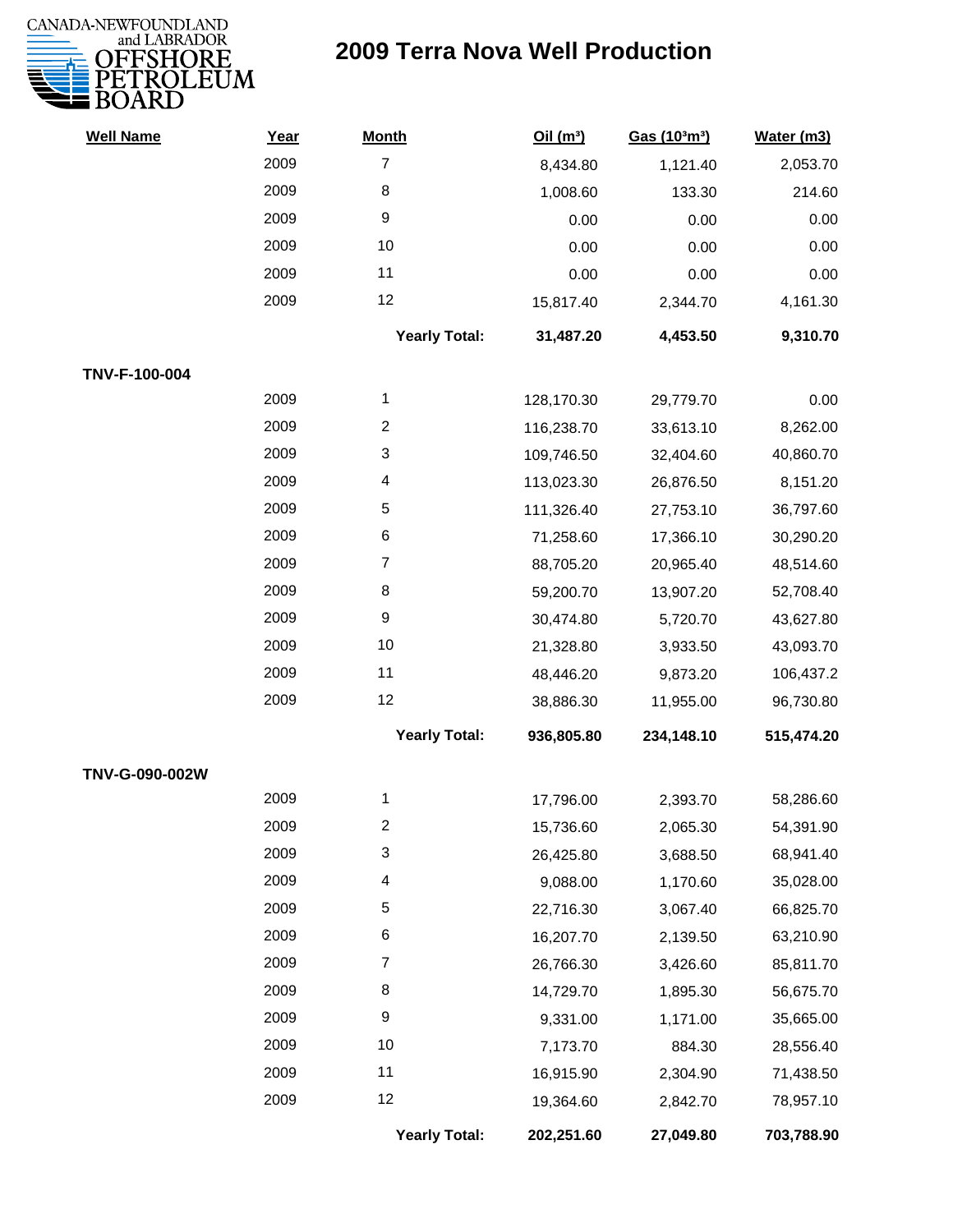# 2009 Terra Nova Well Production

| Well Name | Year | Month | Oil ($m^3$) | Gas ($10^3m^3$) | Water (m3) |
|---|---|---|---|---|---|
| | 2009 | 7 | 8,434.80 | 1,121.40 | 2,053.70 |
| | 2009 | 8 | 1,008.60 | 133.30 | 214.60 |
| | 2009 | 9 | 0.00 | 0.00 | 0.00 |
| | 2009 | 10 | 0.00 | 0.00 | 0.00 |
| | 2009 | 11 | 0.00 | 0.00 | 0.00 |
| | 2009 | 12 | 15,817.40 | 2,344.70 | 4,161.30 |
| | | **Yearly Total:** | **31,487.20** | **4,453.50** | **9,310.70** |
| **TNV-F-100-004** | | | | | |
| | 2009 | 1 | 128,170.30 | 29,779.70 | 0.00 |
| | 2009 | 2 | 116,238.70 | 33,613.10 | 8,262.00 |
| | 2009 | 3 | 109,746.50 | 32,404.60 | 40,860.70 |
| | 2009 | 4 | 113,023.30 | 26,876.50 | 8,151.20 |
| | 2009 | 5 | 111,326.40 | 27,753.10 | 36,797.60 |
| | 2009 | 6 | 71,258.60 | 17,366.10 | 30,290.20 |
| | 2009 | 7 | 88,705.20 | 20,965.40 | 48,514.60 |
| | 2009 | 8 | 59,200.70 | 13,907.20 | 52,708.40 |
| | 2009 | 9 | 30,474.80 | 5,720.70 | 43,627.80 |
| | 2009 | 10 | 21,328.80 | 3,933.50 | 43,093.70 |
| | 2009 | 11 | 48,446.20 | 9,873.20 | 106,437.2 |
| | 2009 | 12 | 38,886.30 | 11,955.00 | 96,730.80 |
| | | **Yearly Total:** | **936,805.80** | **234,148.10** | **515,474.20** |
| **TNV-G-090-002W** | | | | | |
| | 2009 | 1 | 17,796.00 | 2,393.70 | 58,286.60 |
| | 2009 | 2 | 15,736.60 | 2,065.30 | 54,391.90 |
| | 2009 | 3 | 26,425.80 | 3,688.50 | 68,941.40 |
| | 2009 | 4 | 9,088.00 | 1,170.60 | 35,028.00 |
| | 2009 | 5 | 22,716.30 | 3,067.40 | 66,825.70 |
| | 2009 | 6 | 16,207.70 | 2,139.50 | 63,210.90 |
| | 2009 | 7 | 26,766.30 | 3,426.60 | 85,811.70 |
| | 2009 | 8 | 14,729.70 | 1,895.30 | 56,675.70 |
| | 2009 | 9 | 9,331.00 | 1,171.00 | 35,665.00 |
| | 2009 | 10 | 7,173.70 | 884.30 | 28,556.40 |
| | 2009 | 11 | 16,915.90 | 2,304.90 | 71,438.50 |
| | 2009 | 12 | 19,364.60 | 2,842.70 | 78,957.10 |
| | | **Yearly Total:** | **202,251.60** | **27,049.80** | **703,788.90** |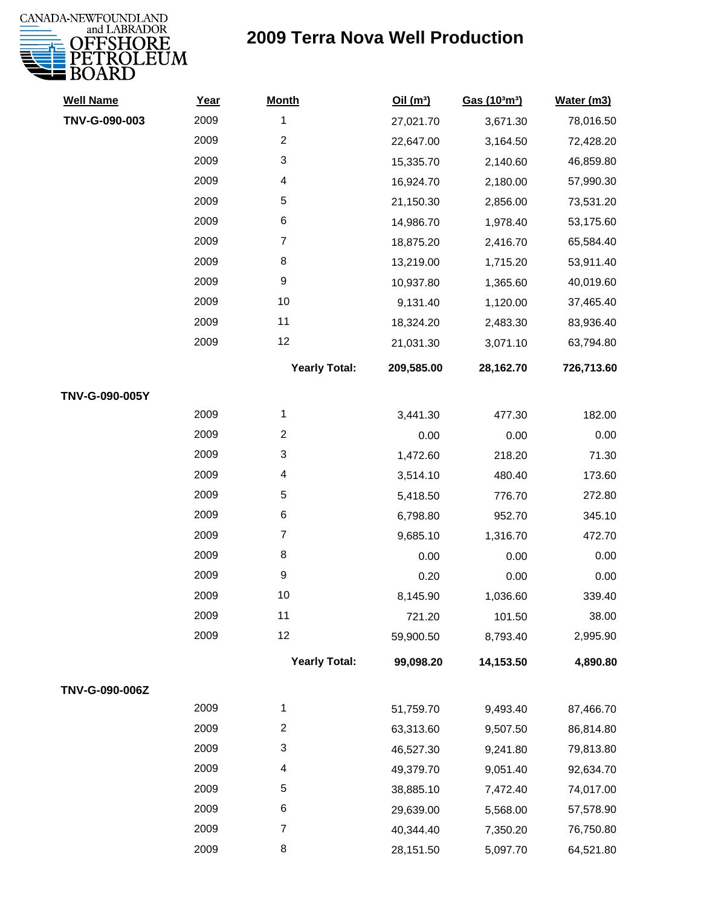# 2009 Terra Nova Well Production

| Well Name | Year | Month | Oil ($m^3$) | Gas ($10^3m^3$) | Water (m3) |
|---|---|---|---|---|---|
| **TNV-G-090-003** | 2009 | 1 | 27,021.70 | 3,671.30 | 78,016.50 |
| | 2009 | 2 | 22,647.00 | 3,164.50 | 72,428.20 |
| | 2009 | 3 | 15,335.70 | 2,140.60 | 46,859.80 |
| | 2009 | 4 | 16,924.70 | 2,180.00 | 57,990.30 |
| | 2009 | 5 | 21,150.30 | 2,856.00 | 73,531.20 |
| | 2009 | 6 | 14,986.70 | 1,978.40 | 53,175.60 |
| | 2009 | 7 | 18,875.20 | 2,416.70 | 65,584.40 |
| | 2009 | 8 | 13,219.00 | 1,715.20 | 53,911.40 |
| | 2009 | 9 | 10,937.80 | 1,365.60 | 40,019.60 |
| | 2009 | 10 | 9,131.40 | 1,120.00 | 37,465.40 |
| | 2009 | 11 | 18,324.20 | 2,483.30 | 83,936.40 |
| | 2009 | 12 | 21,031.30 | 3,071.10 | 63,794.80 |
| | | **Yearly Total:** | **209,585.00** | **28,162.70** | **726,713.60** |
| **TNV-G-090-005Y** | | | | | |
| | 2009 | 1 | 3,441.30 | 477.30 | 182.00 |
| | 2009 | 2 | 0.00 | 0.00 | 0.00 |
| | 2009 | 3 | 1,472.60 | 218.20 | 71.30 |
| | 2009 | 4 | 3,514.10 | 480.40 | 173.60 |
| | 2009 | 5 | 5,418.50 | 776.70 | 272.80 |
| | 2009 | 6 | 6,798.80 | 952.70 | 345.10 |
| | 2009 | 7 | 9,685.10 | 1,316.70 | 472.70 |
| | 2009 | 8 | 0.00 | 0.00 | 0.00 |
| | 2009 | 9 | 0.20 | 0.00 | 0.00 |
| | 2009 | 10 | 8,145.90 | 1,036.60 | 339.40 |
| | 2009 | 11 | 721.20 | 101.50 | 38.00 |
| | 2009 | 12 | 59,900.50 | 8,793.40 | 2,995.90 |
| | | **Yearly Total:** | **99,098.20** | **14,153.50** | **4,890.80** |
| **TNV-G-090-006Z** | | | | | |
| | 2009 | 1 | 51,759.70 | 9,493.40 | 87,466.70 |
| | 2009 | 2 | 63,313.60 | 9,507.50 | 86,814.80 |
| | 2009 | 3 | 46,527.30 | 9,241.80 | 79,813.80 |
| | 2009 | 4 | 49,379.70 | 9,051.40 | 92,634.70 |
| | 2009 | 5 | 38,885.10 | 7,472.40 | 74,017.00 |
| | 2009 | 6 | 29,639.00 | 5,568.00 | 57,578.90 |
| | 2009 | 7 | 40,344.40 | 7,350.20 | 76,750.80 |
| | 2009 | 8 | 28,151.50 | 5,097.70 | 64,521.80 |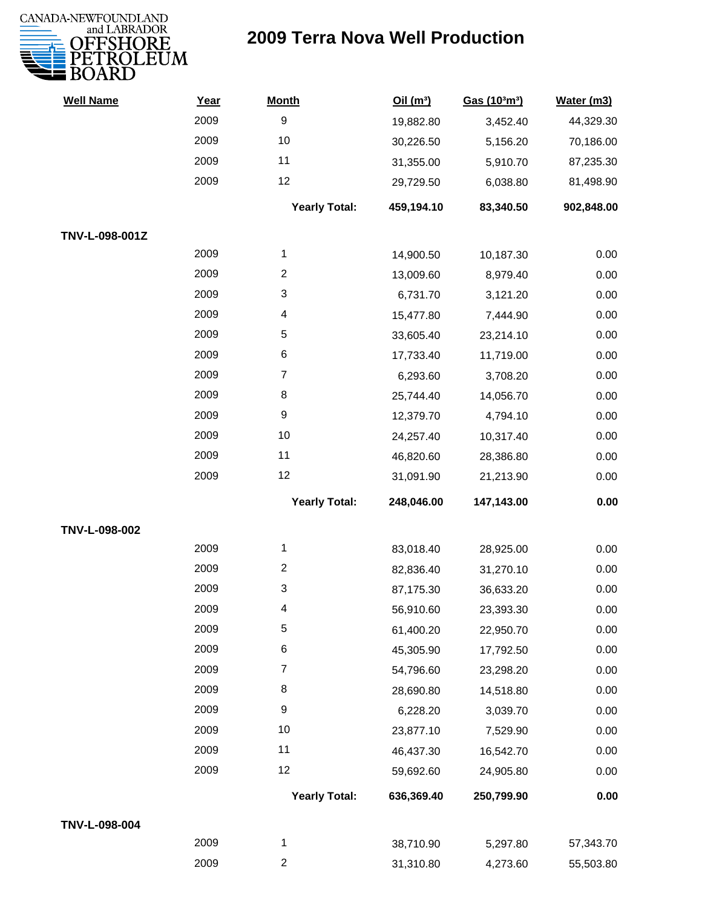# 2009 Terra Nova Well Production

| Well Name | Year | Month | Oil ($m^3$) | Gas ($10^3m^3$) | Water (m3) |
|---|---|---|---|---|---|
| | 2009 | 9 | 19,882.80 | 3,452.40 | 44,329.30 |
| | 2009 | 10 | 30,226.50 | 5,156.20 | 70,186.00 |
| | 2009 | 11 | 31,355.00 | 5,910.70 | 87,235.30 |
| | 2009 | 12 | 29,729.50 | 6,038.80 | 81,498.90 |
| | | **Yearly Total:** | **459,194.10** | **83,340.50** | **902,848.00** |
| **TNV-L-098-001Z** | | | | | |
| | 2009 | 1 | 14,900.50 | 10,187.30 | 0.00 |
| | 2009 | 2 | 13,009.60 | 8,979.40 | 0.00 |
| | 2009 | 3 | 6,731.70 | 3,121.20 | 0.00 |
| | 2009 | 4 | 15,477.80 | 7,444.90 | 0.00 |
| | 2009 | 5 | 33,605.40 | 23,214.10 | 0.00 |
| | 2009 | 6 | 17,733.40 | 11,719.00 | 0.00 |
| | 2009 | 7 | 6,293.60 | 3,708.20 | 0.00 |
| | 2009 | 8 | 25,744.40 | 14,056.70 | 0.00 |
| | 2009 | 9 | 12,379.70 | 4,794.10 | 0.00 |
| | 2009 | 10 | 24,257.40 | 10,317.40 | 0.00 |
| | 2009 | 11 | 46,820.60 | 28,386.80 | 0.00 |
| | 2009 | 12 | 31,091.90 | 21,213.90 | 0.00 |
| | | **Yearly Total:** | **248,046.00** | **147,143.00** | **0.00** |
| **TNV-L-098-002** | | | | | |
| | 2009 | 1 | 83,018.40 | 28,925.00 | 0.00 |
| | 2009 | 2 | 82,836.40 | 31,270.10 | 0.00 |
| | 2009 | 3 | 87,175.30 | 36,633.20 | 0.00 |
| | 2009 | 4 | 56,910.60 | 23,393.30 | 0.00 |
| | 2009 | 5 | 61,400.20 | 22,950.70 | 0.00 |
| | 2009 | 6 | 45,305.90 | 17,792.50 | 0.00 |
| | 2009 | 7 | 54,796.60 | 23,298.20 | 0.00 |
| | 2009 | 8 | 28,690.80 | 14,518.80 | 0.00 |
| | 2009 | 9 | 6,228.20 | 3,039.70 | 0.00 |
| | 2009 | 10 | 23,877.10 | 7,529.90 | 0.00 |
| | 2009 | 11 | 46,437.30 | 16,542.70 | 0.00 |
| | 2009 | 12 | 59,692.60 | 24,905.80 | 0.00 |
| | | **Yearly Total:** | **636,369.40** | **250,799.90** | **0.00** |
| **TNV-L-098-004** | | | | | |
| | 2009 | 1 | 38,710.90 | 5,297.80 | 57,343.70 |
| | 2009 | 2 | 31,310.80 | 4,273.60 | 55,503.80 |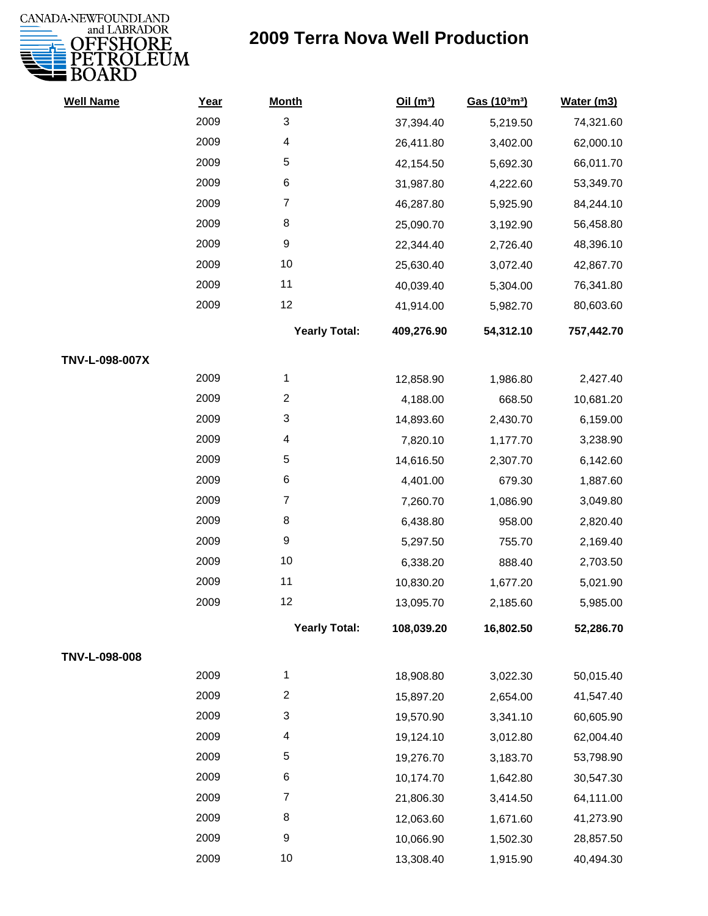# 2009 Terra Nova Well Production

| Well Name | Year | Month | Oil ($m^3$) | Gas ($10^3m^3$) | Water (m3) |
|---|---|---|---|---|---|
| | 2009 | 3 | 37,394.40 | 5,219.50 | 74,321.60 |
| | 2009 | 4 | 26,411.80 | 3,402.00 | 62,000.10 |
| | 2009 | 5 | 42,154.50 | 5,692.30 | 66,011.70 |
| | 2009 | 6 | 31,987.80 | 4,222.60 | 53,349.70 |
| | 2009 | 7 | 46,287.80 | 5,925.90 | 84,244.10 |
| | 2009 | 8 | 25,090.70 | 3,192.90 | 56,458.80 |
| | 2009 | 9 | 22,344.40 | 2,726.40 | 48,396.10 |
| | 2009 | 10 | 25,630.40 | 3,072.40 | 42,867.70 |
| | 2009 | 11 | 40,039.40 | 5,304.00 | 76,341.80 |
| | 2009 | 12 | 41,914.00 | 5,982.70 | 80,603.60 |
| | | **Yearly Total:** | **409,276.90** | **54,312.10** | **757,442.70** |
| **TNV-L-098-007X** | | | | | |
| | 2009 | 1 | 12,858.90 | 1,986.80 | 2,427.40 |
| | 2009 | 2 | 4,188.00 | 668.50 | 10,681.20 |
| | 2009 | 3 | 14,893.60 | 2,430.70 | 6,159.00 |
| | 2009 | 4 | 7,820.10 | 1,177.70 | 3,238.90 |
| | 2009 | 5 | 14,616.50 | 2,307.70 | 6,142.60 |
| | 2009 | 6 | 4,401.00 | 679.30 | 1,887.60 |
| | 2009 | 7 | 7,260.70 | 1,086.90 | 3,049.80 |
| | 2009 | 8 | 6,438.80 | 958.00 | 2,820.40 |
| | 2009 | 9 | 5,297.50 | 755.70 | 2,169.40 |
| | 2009 | 10 | 6,338.20 | 888.40 | 2,703.50 |
| | 2009 | 11 | 10,830.20 | 1,677.20 | 5,021.90 |
| | 2009 | 12 | 13,095.70 | 2,185.60 | 5,985.00 |
| | | **Yearly Total:** | **108,039.20** | **16,802.50** | **52,286.70** |
| **TNV-L-098-008** | | | | | |
| | 2009 | 1 | 18,908.80 | 3,022.30 | 50,015.40 |
| | 2009 | 2 | 15,897.20 | 2,654.00 | 41,547.40 |
| | 2009 | 3 | 19,570.90 | 3,341.10 | 60,605.90 |
| | 2009 | 4 | 19,124.10 | 3,012.80 | 62,004.40 |
| | 2009 | 5 | 19,276.70 | 3,183.70 | 53,798.90 |
| | 2009 | 6 | 10,174.70 | 1,642.80 | 30,547.30 |
| | 2009 | 7 | 21,806.30 | 3,414.50 | 64,111.00 |
| | 2009 | 8 | 12,063.60 | 1,671.60 | 41,273.90 |
| | 2009 | 9 | 10,066.90 | 1,502.30 | 28,857.50 |
| | 2009 | 10 | 13,308.40 | 1,915.90 | 40,494.30 |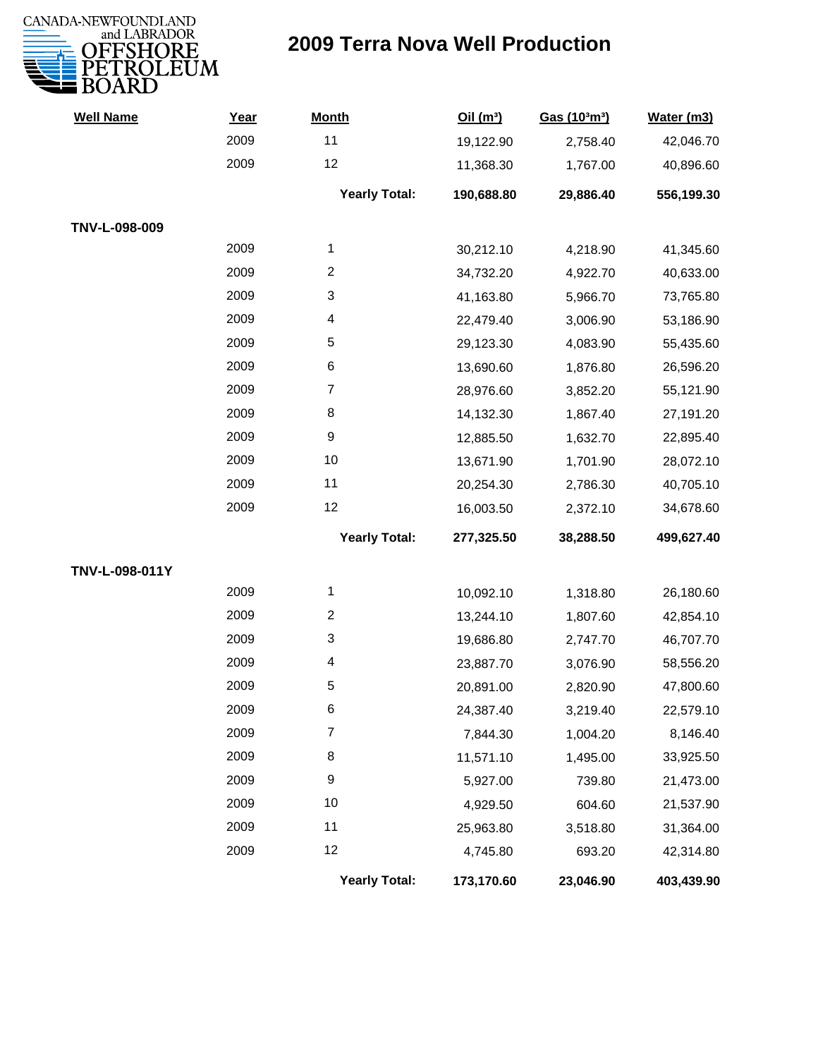# 2009 Terra Nova Well Production

| Well Name | Year | Month | Oil ($m^3$) | Gas ($10^3m^3$) | Water (m3) |
|---|---|---|---|---|---|
| | 2009 | 11 | 19,122.90 | 2,758.40 | 42,046.70 |
| | 2009 | 12 | 11,368.30 | 1,767.00 | 40,896.60 |
| | | **Yearly Total:** | **190,688.80** | **29,886.40** | **556,199.30** |
| **TNV-L-098-009** | | | | | |
| | 2009 | 1 | 30,212.10 | 4,218.90 | 41,345.60 |
| | 2009 | 2 | 34,732.20 | 4,922.70 | 40,633.00 |
| | 2009 | 3 | 41,163.80 | 5,966.70 | 73,765.80 |
| | 2009 | 4 | 22,479.40 | 3,006.90 | 53,186.90 |
| | 2009 | 5 | 29,123.30 | 4,083.90 | 55,435.60 |
| | 2009 | 6 | 13,690.60 | 1,876.80 | 26,596.20 |
| | 2009 | 7 | 28,976.60 | 3,852.20 | 55,121.90 |
| | 2009 | 8 | 14,132.30 | 1,867.40 | 27,191.20 |
| | 2009 | 9 | 12,885.50 | 1,632.70 | 22,895.40 |
| | 2009 | 10 | 13,671.90 | 1,701.90 | 28,072.10 |
| | 2009 | 11 | 20,254.30 | 2,786.30 | 40,705.10 |
| | 2009 | 12 | 16,003.50 | 2,372.10 | 34,678.60 |
| | | **Yearly Total:** | **277,325.50** | **38,288.50** | **499,627.40** |
| **TNV-L-098-011Y** | | | | | |
| | 2009 | 1 | 10,092.10 | 1,318.80 | 26,180.60 |
| | 2009 | 2 | 13,244.10 | 1,807.60 | 42,854.10 |
| | 2009 | 3 | 19,686.80 | 2,747.70 | 46,707.70 |
| | 2009 | 4 | 23,887.70 | 3,076.90 | 58,556.20 |
| | 2009 | 5 | 20,891.00 | 2,820.90 | 47,800.60 |
| | 2009 | 6 | 24,387.40 | 3,219.40 | 22,579.10 |
| | 2009 | 7 | 7,844.30 | 1,004.20 | 8,146.40 |
| | 2009 | 8 | 11,571.10 | 1,495.00 | 33,925.50 |
| | 2009 | 9 | 5,927.00 | 739.80 | 21,473.00 |
| | 2009 | 10 | 4,929.50 | 604.60 | 21,537.90 |
| | 2009 | 11 | 25,963.80 | 3,518.80 | 31,364.00 |
| | 2009 | 12 | 4,745.80 | 693.20 | 42,314.80 |
| | | **Yearly Total:** | **173,170.60** | **23,046.90** | **403,439.90** |